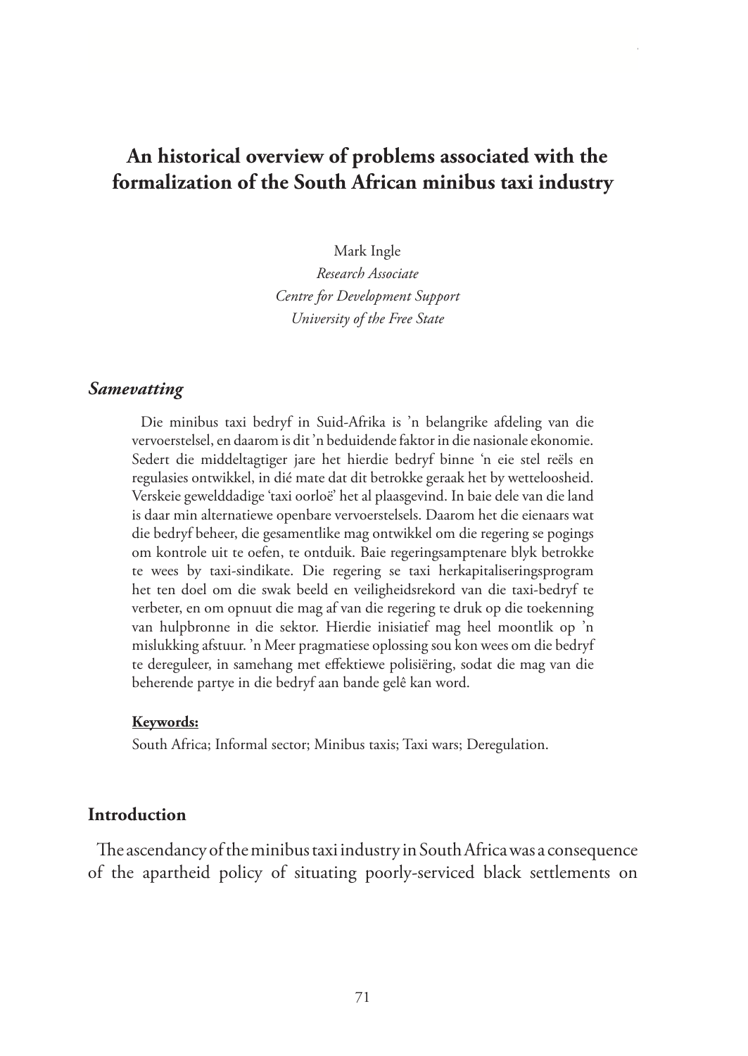# An historical overview of problems associated with the formalization of the South African minibus taxi industry

Mark Ingle
*Research Associate*
*Centre for Development Support*
*University of the Free State*

## *Samevatting*

Die minibus taxi bedryf in Suid-Afrika is 'n belangrike afdeling van die vervoerstelsel, en daarom is dit 'n beduidende faktor in die nasionale ekonomie. Sedert die middeltagtiger jare het hierdie bedryf binne 'n eie stel reëls en regulasies ontwikkel, in dié mate dat dit betrokke geraak het by wetteloosheid. Verskeie gewelddadige 'taxi oorloë' het al plaasgevind. In baie dele van die land is daar min alternatiewe openbare vervoerstelsels. Daarom het die eienaars wat die bedryf beheer, die gesamentlike mag ontwikkel om die regering se pogings om kontrole uit te oefen, te ontduik. Baie regeringsamptenare blyk betrokke te wees by taxi-sindikate. Die regering se taxi herkapitaliseringsprogram het ten doel om die swak beeld en veiligheidsrekord van die taxi-bedryf te verbeter, en om opnuut die mag af van die regering te druk op die toekenning van hulpbronne in die sektor. Hierdie inisiatief mag heel moontlik op 'n mislukking afstuur. 'n Meer pragmatiese oplossing sou kon wees om die bedryf te dereguleer, in samehang met effektiewe polisiëring, sodat die mag van die beherende partye in die bedryf aan bande gelê kan word.

**Keywords:**

South Africa; Informal sector; Minibus taxis; Taxi wars; Deregulation.

## Introduction

The ascendancy of the minibus taxi industry in South Africa was a consequence of the apartheid policy of situating poorly-serviced black settlements on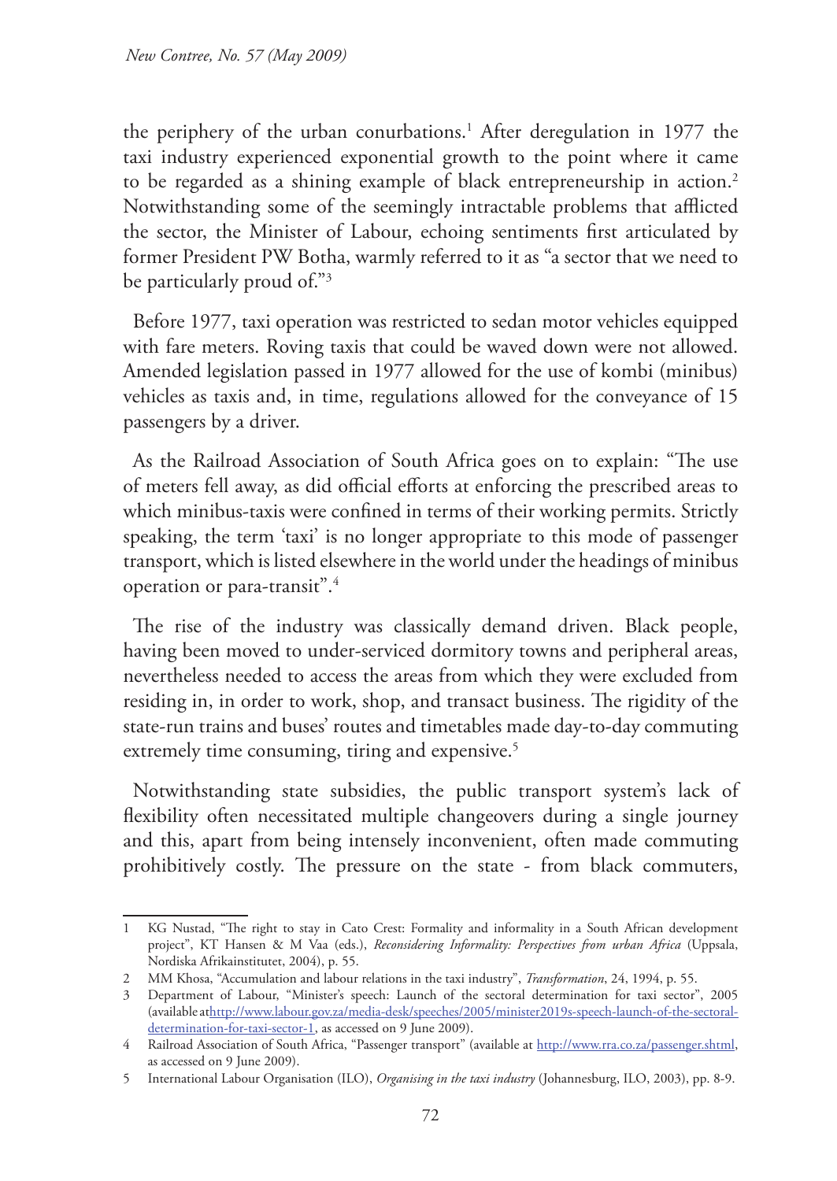the periphery of the urban conurbations.[1] After deregulation in 1977 the taxi industry experienced exponential growth to the point where it came to be regarded as a shining example of black entrepreneurship in action.[2] Notwithstanding some of the seemingly intractable problems that afflicted the sector, the Minister of Labour, echoing sentiments first articulated by former President PW Botha, warmly referred to it as "a sector that we need to be particularly proud of."[3]

Before 1977, taxi operation was restricted to sedan motor vehicles equipped with fare meters. Roving taxis that could be waved down were not allowed. Amended legislation passed in 1977 allowed for the use of kombi (minibus) vehicles as taxis and, in time, regulations allowed for the conveyance of 15 passengers by a driver.

As the Railroad Association of South Africa goes on to explain: "The use of meters fell away, as did official efforts at enforcing the prescribed areas to which minibus-taxis were confined in terms of their working permits. Strictly speaking, the term 'taxi' is no longer appropriate to this mode of passenger transport, which is listed elsewhere in the world under the headings of minibus operation or para-transit".[4]

The rise of the industry was classically demand driven. Black people, having been moved to under-serviced dormitory towns and peripheral areas, nevertheless needed to access the areas from which they were excluded from residing in, in order to work, shop, and transact business. The rigidity of the state-run trains and buses' routes and timetables made day-to-day commuting extremely time consuming, tiring and expensive.[5]

Notwithstanding state subsidies, the public transport system's lack of flexibility often necessitated multiple changeovers during a single journey and this, apart from being intensely inconvenient, often made commuting prohibitively costly. The pressure on the state - from black commuters,

---

1 KG Nustad, "The right to stay in Cato Crest: Formality and informality in a South African development project", KT Hansen & M Vaa (eds.), *Reconsidering Informality: Perspectives from urban Africa* (Uppsala, Nordiska Afrikainstitutet, 2004), p. 55.

2 MM Khosa, "Accumulation and labour relations in the taxi industry", *Transformation*, 24, 1994, p. 55.

3 Department of Labour, "Minister's speech: Launch of the sectoral determination for taxi sector", 2005 (available athttp://www.labour.gov.za/media-desk/speeches/2005/minister2019s-speech-launch-of-the-sectoral-determination-for-taxi-sector-1, as accessed on 9 June 2009).

4 Railroad Association of South Africa, "Passenger transport" (available at http://www.rra.co.za/passenger.shtml, as accessed on 9 June 2009).

5 International Labour Organisation (ILO), *Organising in the taxi industry* (Johannesburg, ILO, 2003), pp. 8-9.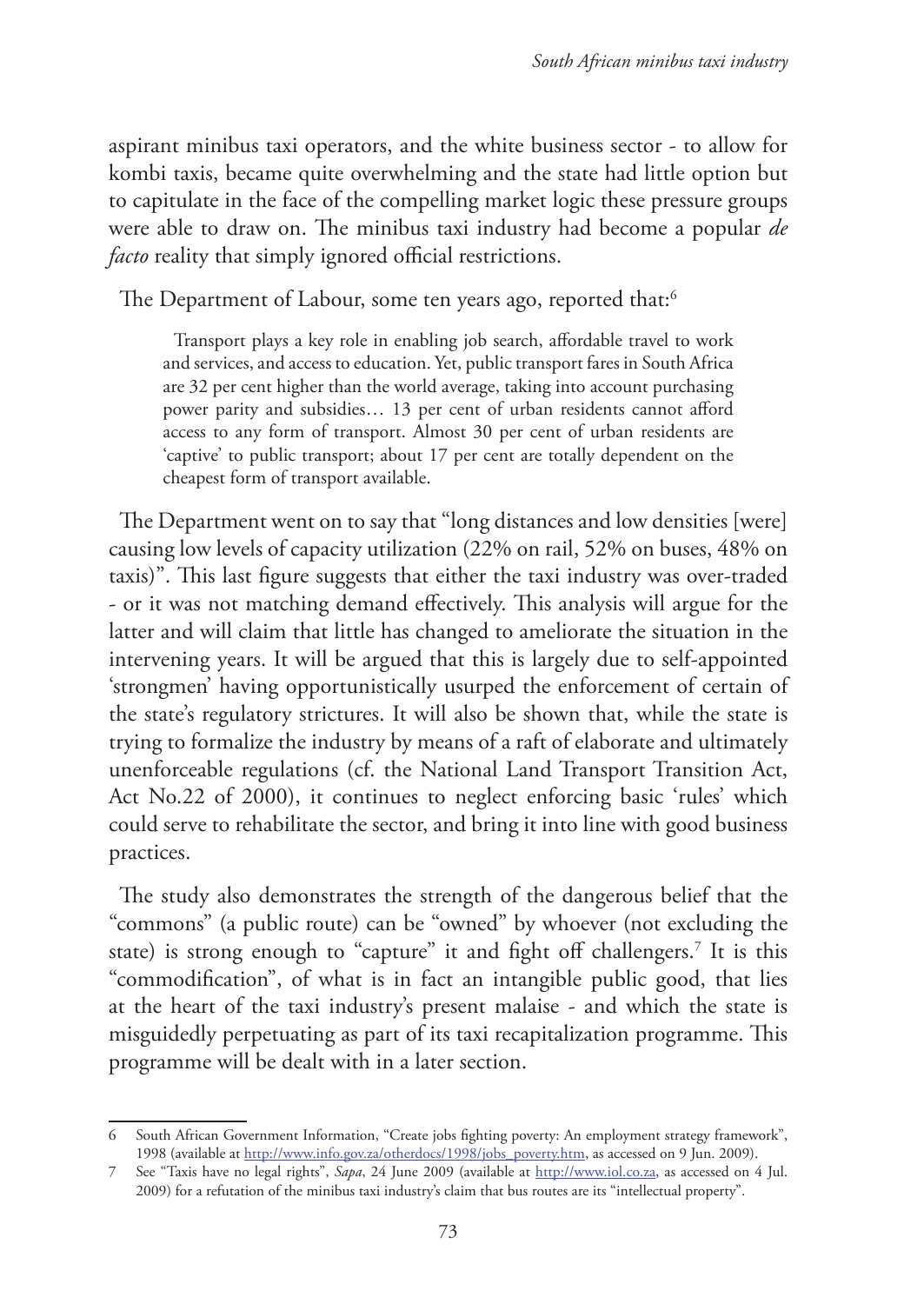aspirant minibus taxi operators, and the white business sector - to allow for kombi taxis, became quite overwhelming and the state had little option but to capitulate in the face of the compelling market logic these pressure groups were able to draw on. The minibus taxi industry had become a popular *de facto* reality that simply ignored official restrictions.

The Department of Labour, some ten years ago, reported that:[6]

> Transport plays a key role in enabling job search, affordable travel to work and services, and access to education. Yet, public transport fares in South Africa are 32 per cent higher than the world average, taking into account purchasing power parity and subsidies… 13 per cent of urban residents cannot afford access to any form of transport. Almost 30 per cent of urban residents are 'captive' to public transport; about 17 per cent are totally dependent on the cheapest form of transport available.

The Department went on to say that "long distances and low densities [were] causing low levels of capacity utilization (22% on rail, 52% on buses, 48% on taxis)". This last figure suggests that either the taxi industry was over-traded - or it was not matching demand effectively. This analysis will argue for the latter and will claim that little has changed to ameliorate the situation in the intervening years. It will be argued that this is largely due to self-appointed 'strongmen' having opportunistically usurped the enforcement of certain of the state's regulatory strictures. It will also be shown that, while the state is trying to formalize the industry by means of a raft of elaborate and ultimately unenforceable regulations (cf. the National Land Transport Transition Act, Act No.22 of 2000), it continues to neglect enforcing basic 'rules' which could serve to rehabilitate the sector, and bring it into line with good business practices.

The study also demonstrates the strength of the dangerous belief that the "commons" (a public route) can be "owned" by whoever (not excluding the state) is strong enough to "capture" it and fight off challengers.[7] It is this "commodification", of what is in fact an intangible public good, that lies at the heart of the taxi industry's present malaise - and which the state is misguidedly perpetuating as part of its taxi recapitalization programme. This programme will be dealt with in a later section.

---

6 South African Government Information, "Create jobs fighting poverty: An employment strategy framework", 1998 (available at http://www.info.gov.za/otherdocs/1998/jobs_poverty.htm, as accessed on 9 Jun. 2009).

7 See "Taxis have no legal rights", *Sapa*, 24 June 2009 (available at http://www.iol.co.za, as accessed on 4 Jul. 2009) for a refutation of the minibus taxi industry's claim that bus routes are its "intellectual property".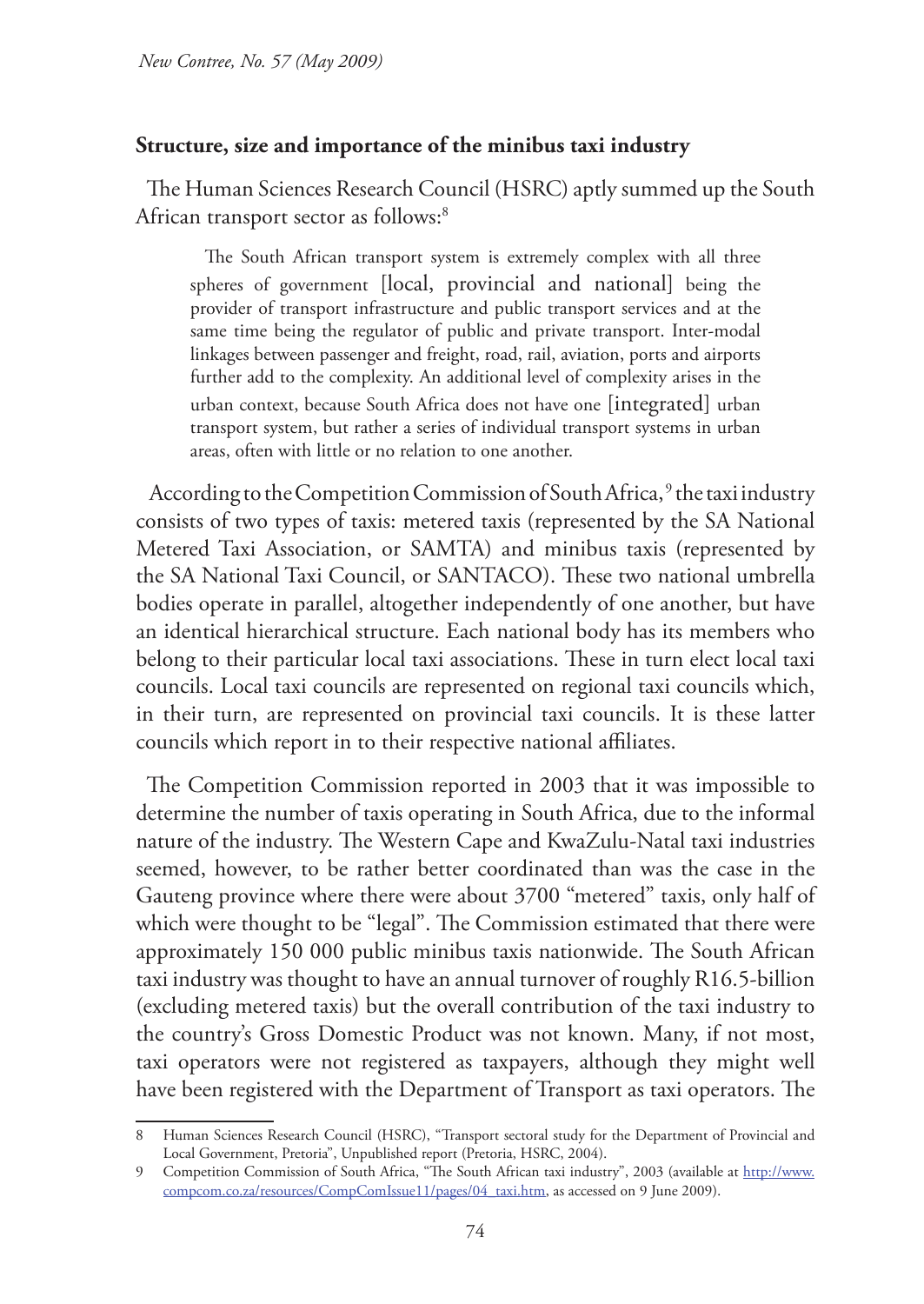## Structure, size and importance of the minibus taxi industry

The Human Sciences Research Council (HSRC) aptly summed up the South African transport sector as follows:[8]

> The South African transport system is extremely complex with all three spheres of government [local, provincial and national] being the provider of transport infrastructure and public transport services and at the same time being the regulator of public and private transport. Inter-modal linkages between passenger and freight, road, rail, aviation, ports and airports further add to the complexity. An additional level of complexity arises in the urban context, because South Africa does not have one [integrated] urban transport system, but rather a series of individual transport systems in urban areas, often with little or no relation to one another.

According to the Competition Commission of South Africa,[9] the taxi industry consists of two types of taxis: metered taxis (represented by the SA National Metered Taxi Association, or SAMTA) and minibus taxis (represented by the SA National Taxi Council, or SANTACO). These two national umbrella bodies operate in parallel, altogether independently of one another, but have an identical hierarchical structure. Each national body has its members who belong to their particular local taxi associations. These in turn elect local taxi councils. Local taxi councils are represented on regional taxi councils which, in their turn, are represented on provincial taxi councils. It is these latter councils which report in to their respective national affiliates.

The Competition Commission reported in 2003 that it was impossible to determine the number of taxis operating in South Africa, due to the informal nature of the industry. The Western Cape and KwaZulu-Natal taxi industries seemed, however, to be rather better coordinated than was the case in the Gauteng province where there were about 3700 "metered" taxis, only half of which were thought to be "legal". The Commission estimated that there were approximately 150 000 public minibus taxis nationwide. The South African taxi industry was thought to have an annual turnover of roughly R16.5-billion (excluding metered taxis) but the overall contribution of the taxi industry to the country's Gross Domestic Product was not known. Many, if not most, taxi operators were not registered as taxpayers, although they might well have been registered with the Department of Transport as taxi operators. The

---

8 Human Sciences Research Council (HSRC), "Transport sectoral study for the Department of Provincial and Local Government, Pretoria", Unpublished report (Pretoria, HSRC, 2004).

9 Competition Commission of South Africa, "The South African taxi industry", 2003 (available at http://www.compcom.co.za/resources/CompComIssue11/pages/04_taxi.htm, as accessed on 9 June 2009).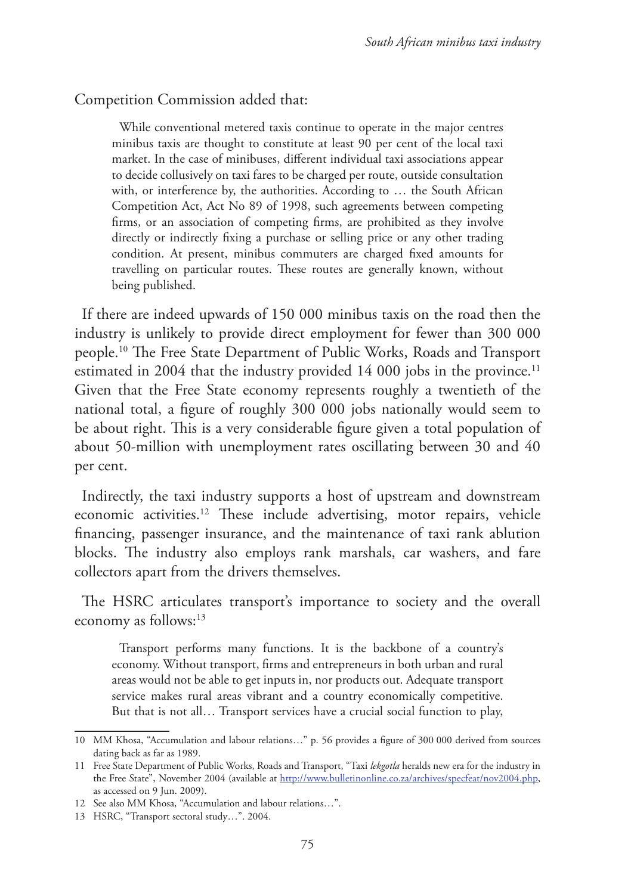Competition Commission added that:

> While conventional metered taxis continue to operate in the major centres minibus taxis are thought to constitute at least 90 per cent of the local taxi market. In the case of minibuses, different individual taxi associations appear to decide collusively on taxi fares to be charged per route, outside consultation with, or interference by, the authorities. According to … the South African Competition Act, Act No 89 of 1998, such agreements between competing firms, or an association of competing firms, are prohibited as they involve directly or indirectly fixing a purchase or selling price or any other trading condition. At present, minibus commuters are charged fixed amounts for travelling on particular routes. These routes are generally known, without being published.

If there are indeed upwards of 150 000 minibus taxis on the road then the industry is unlikely to provide direct employment for fewer than 300 000 people.[10] The Free State Department of Public Works, Roads and Transport estimated in 2004 that the industry provided 14 000 jobs in the province.[11] Given that the Free State economy represents roughly a twentieth of the national total, a figure of roughly 300 000 jobs nationally would seem to be about right. This is a very considerable figure given a total population of about 50-million with unemployment rates oscillating between 30 and 40 per cent.

Indirectly, the taxi industry supports a host of upstream and downstream economic activities.[12] These include advertising, motor repairs, vehicle financing, passenger insurance, and the maintenance of taxi rank ablution blocks. The industry also employs rank marshals, car washers, and fare collectors apart from the drivers themselves.

The HSRC articulates transport's importance to society and the overall economy as follows:[13]

> Transport performs many functions. It is the backbone of a country's economy. Without transport, firms and entrepreneurs in both urban and rural areas would not be able to get inputs in, nor products out. Adequate transport service makes rural areas vibrant and a country economically competitive. But that is not all… Transport services have a crucial social function to play,

---

10 MM Khosa, "Accumulation and labour relations…" p. 56 provides a figure of 300 000 derived from sources dating back as far as 1989.

11 Free State Department of Public Works, Roads and Transport, "Taxi *lekgotla* heralds new era for the industry in the Free State", November 2004 (available at http://www.bulletinonline.co.za/archives/specfeat/nov2004.php, as accessed on 9 Jun. 2009).

12 See also MM Khosa, "Accumulation and labour relations…".

13 HSRC, "Transport sectoral study…". 2004.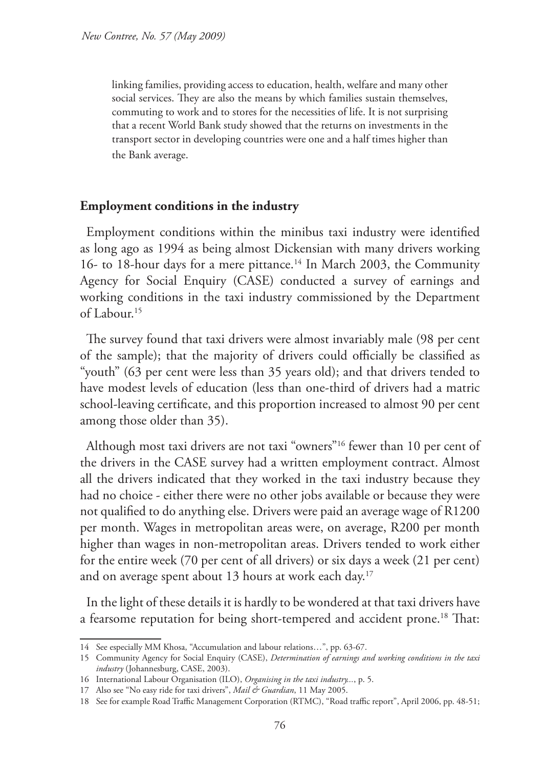linking families, providing access to education, health, welfare and many other social services. They are also the means by which families sustain themselves, commuting to work and to stores for the necessities of life. It is not surprising that a recent World Bank study showed that the returns on investments in the transport sector in developing countries were one and a half times higher than the Bank average.

## Employment conditions in the industry

Employment conditions within the minibus taxi industry were identified as long ago as 1994 as being almost Dickensian with many drivers working 16- to 18-hour days for a mere pittance.[14] In March 2003, the Community Agency for Social Enquiry (CASE) conducted a survey of earnings and working conditions in the taxi industry commissioned by the Department of Labour.[15]

The survey found that taxi drivers were almost invariably male (98 per cent of the sample); that the majority of drivers could officially be classified as "youth" (63 per cent were less than 35 years old); and that drivers tended to have modest levels of education (less than one-third of drivers had a matric school-leaving certificate, and this proportion increased to almost 90 per cent among those older than 35).

Although most taxi drivers are not taxi "owners"[16] fewer than 10 per cent of the drivers in the CASE survey had a written employment contract. Almost all the drivers indicated that they worked in the taxi industry because they had no choice - either there were no other jobs available or because they were not qualified to do anything else. Drivers were paid an average wage of R1200 per month. Wages in metropolitan areas were, on average, R200 per month higher than wages in non-metropolitan areas. Drivers tended to work either for the entire week (70 per cent of all drivers) or six days a week (21 per cent) and on average spent about 13 hours at work each day.[17]

In the light of these details it is hardly to be wondered at that taxi drivers have a fearsome reputation for being short-tempered and accident prone.[18] That:

---

14 See especially MM Khosa, "Accumulation and labour relations…", pp. 63-67.

15 Community Agency for Social Enquiry (CASE), *Determination of earnings and working conditions in the taxi industry* (Johannesburg, CASE, 2003).

16 International Labour Organisation (ILO), *Organising in the taxi industry...*, p. 5.

17 Also see "No easy ride for taxi drivers", *Mail & Guardian*, 11 May 2005.

18 See for example Road Traffic Management Corporation (RTMC), "Road traffic report", April 2006, pp. 48-51;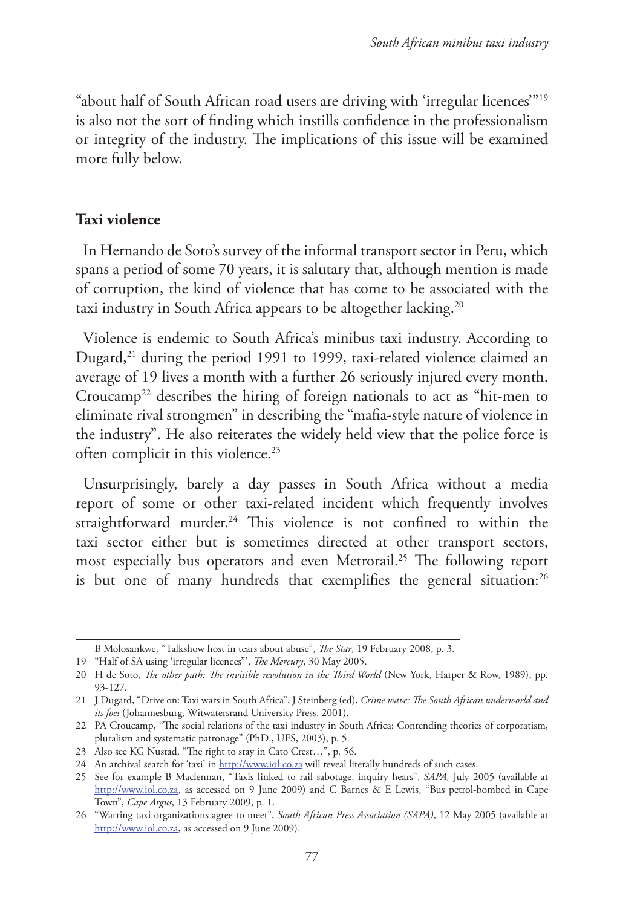"about half of South African road users are driving with 'irregular licences'"[19] is also not the sort of finding which instills confidence in the professionalism or integrity of the industry. The implications of this issue will be examined more fully below.

## Taxi violence

In Hernando de Soto's survey of the informal transport sector in Peru, which spans a period of some 70 years, it is salutary that, although mention is made of corruption, the kind of violence that has come to be associated with the taxi industry in South Africa appears to be altogether lacking.[20]

Violence is endemic to South Africa's minibus taxi industry. According to Dugard,[21] during the period 1991 to 1999, taxi-related violence claimed an average of 19 lives a month with a further 26 seriously injured every month. Croucamp[22] describes the hiring of foreign nationals to act as "hit-men to eliminate rival strongmen" in describing the "mafia-style nature of violence in the industry". He also reiterates the widely held view that the police force is often complicit in this violence.[23]

Unsurprisingly, barely a day passes in South Africa without a media report of some or other taxi-related incident which frequently involves straightforward murder.[24] This violence is not confined to within the taxi sector either but is sometimes directed at other transport sectors, most especially bus operators and even Metrorail.[25] The following report is but one of many hundreds that exemplifies the general situation:[26]

---

B Molosankwe, "Talkshow host in tears about abuse", *The Star*, 19 February 2008, p. 3.

19 "Half of SA using 'irregular licences"', *The Mercury*, 30 May 2005.

20 H de Soto, *The other path: The invisible revolution in the Third World* (New York, Harper & Row, 1989), pp. 93-127.

21 J Dugard, "Drive on: Taxi wars in South Africa", J Steinberg (ed), *Crime wave: The South African underworld and its foes* (Johannesburg, Witwatersrand University Press, 2001).

22 PA Croucamp, "The social relations of the taxi industry in South Africa: Contending theories of corporatism, pluralism and systematic patronage" (PhD., UFS, 2003), p. 5.

23 Also see KG Nustad, "The right to stay in Cato Crest…", p. 56.

24 An archival search for 'taxi' in http://www.iol.co.za will reveal literally hundreds of such cases.

25 See for example B Maclennan, "Taxis linked to rail sabotage, inquiry hears", *SAPA,* July 2005 (available at http://www.iol.co.za, as accessed on 9 June 2009) and C Barnes & E Lewis, "Bus petrol-bombed in Cape Town", *Cape Argus*, 13 February 2009, p. 1.

26 "Warring taxi organizations agree to meet", *South African Press Association (SAPA)*, 12 May 2005 (available at http://www.iol.co.za, as accessed on 9 June 2009).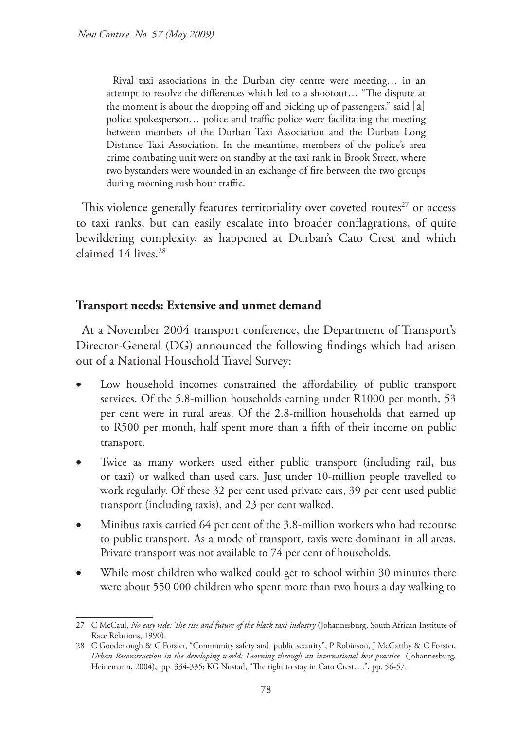> Rival taxi associations in the Durban city centre were meeting… in an attempt to resolve the differences which led to a shootout… "The dispute at the moment is about the dropping off and picking up of passengers," said [a] police spokesperson… police and traffic police were facilitating the meeting between members of the Durban Taxi Association and the Durban Long Distance Taxi Association. In the meantime, members of the police's area crime combating unit were on standby at the taxi rank in Brook Street, where two bystanders were wounded in an exchange of fire between the two groups during morning rush hour traffic.

This violence generally features territoriality over coveted routes[27] or access to taxi ranks, but can easily escalate into broader conflagrations, of quite bewildering complexity, as happened at Durban's Cato Crest and which claimed 14 lives.[28]

## Transport needs: Extensive and unmet demand

At a November 2004 transport conference, the Department of Transport's Director-General (DG) announced the following findings which had arisen out of a National Household Travel Survey:

- Low household incomes constrained the affordability of public transport services. Of the 5.8-million households earning under R1000 per month, 53 per cent were in rural areas. Of the 2.8-million households that earned up to R500 per month, half spent more than a fifth of their income on public transport.
- Twice as many workers used either public transport (including rail, bus or taxi) or walked than used cars. Just under 10-million people travelled to work regularly. Of these 32 per cent used private cars, 39 per cent used public transport (including taxis), and 23 per cent walked.
- Minibus taxis carried 64 per cent of the 3.8-million workers who had recourse to public transport. As a mode of transport, taxis were dominant in all areas. Private transport was not available to 74 per cent of households.
- While most children who walked could get to school within 30 minutes there were about 550 000 children who spent more than two hours a day walking to

---

27 C McCaul, *No easy ride: The rise and future of the black taxi industry* (Johannesburg, South African Institute of Race Relations, 1990).

28 C Goodenough & C Forster, "Community safety and public security", P Robinson, J McCarthy & C Forster, *Urban Reconstruction in the developing world: Learning through an international best practice* (Johannesburg, Heinemann, 2004), pp. 334-335; KG Nustad, "The right to stay in Cato Crest….", pp. 56-57.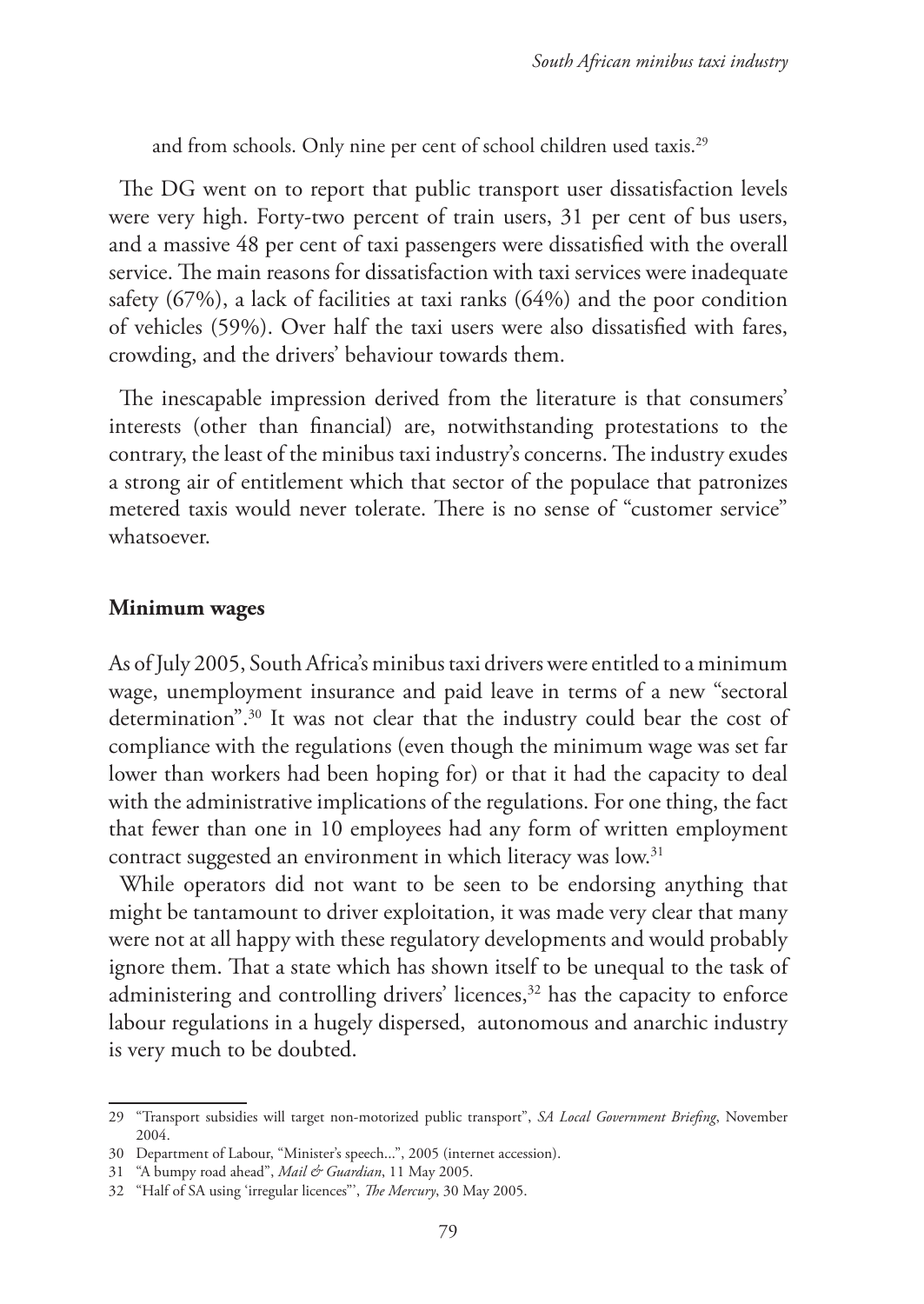and from schools. Only nine per cent of school children used taxis.[29]

The DG went on to report that public transport user dissatisfaction levels were very high. Forty-two percent of train users, 31 per cent of bus users, and a massive 48 per cent of taxi passengers were dissatisfied with the overall service. The main reasons for dissatisfaction with taxi services were inadequate safety (67%), a lack of facilities at taxi ranks (64%) and the poor condition of vehicles (59%). Over half the taxi users were also dissatisfied with fares, crowding, and the drivers' behaviour towards them.

The inescapable impression derived from the literature is that consumers' interests (other than financial) are, notwithstanding protestations to the contrary, the least of the minibus taxi industry's concerns. The industry exudes a strong air of entitlement which that sector of the populace that patronizes metered taxis would never tolerate. There is no sense of "customer service" whatsoever.

## Minimum wages

As of July 2005, South Africa's minibus taxi drivers were entitled to a minimum wage, unemployment insurance and paid leave in terms of a new "sectoral determination".[30] It was not clear that the industry could bear the cost of compliance with the regulations (even though the minimum wage was set far lower than workers had been hoping for) or that it had the capacity to deal with the administrative implications of the regulations. For one thing, the fact that fewer than one in 10 employees had any form of written employment contract suggested an environment in which literacy was low.[31]

While operators did not want to be seen to be endorsing anything that might be tantamount to driver exploitation, it was made very clear that many were not at all happy with these regulatory developments and would probably ignore them. That a state which has shown itself to be unequal to the task of administering and controlling drivers' licences,[32] has the capacity to enforce labour regulations in a hugely dispersed, autonomous and anarchic industry is very much to be doubted.

29 "Transport subsidies will target non-motorized public transport", *SA Local Government Briefing*, November 2004.

30 Department of Labour, "Minister's speech...", 2005 (internet accession).

31 "A bumpy road ahead", *Mail & Guardian*, 11 May 2005.

32 "Half of SA using 'irregular licences'", *The Mercury*, 30 May 2005.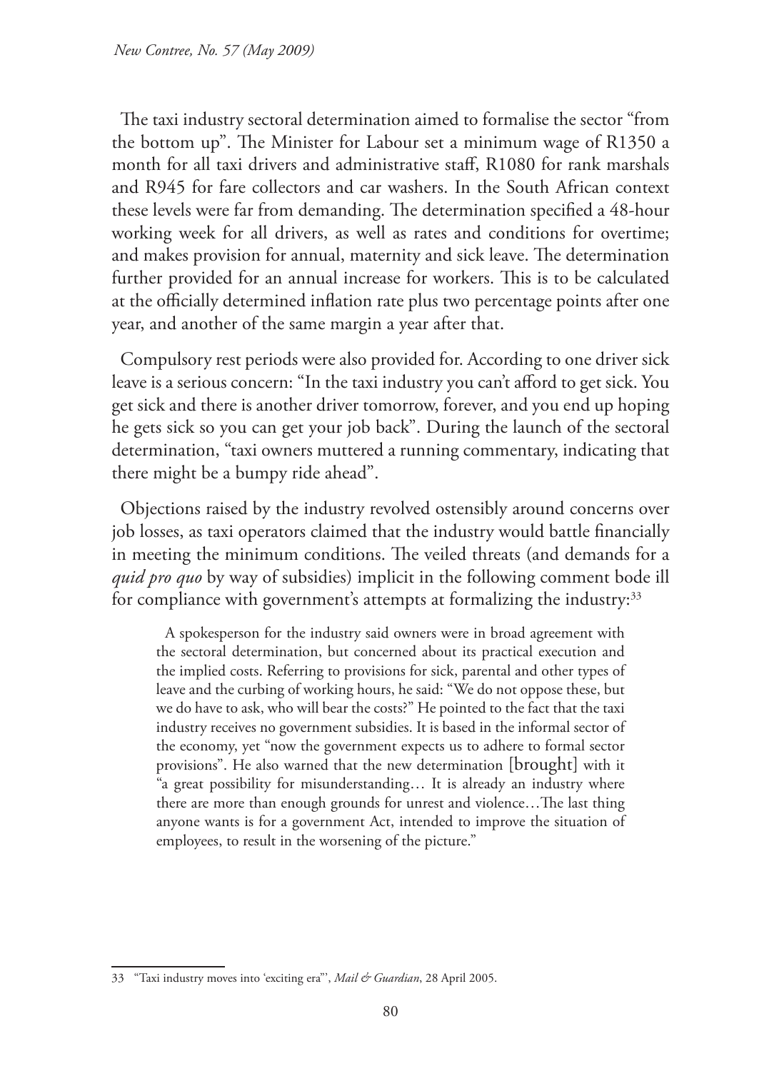The taxi industry sectoral determination aimed to formalise the sector "from the bottom up". The Minister for Labour set a minimum wage of R1350 a month for all taxi drivers and administrative staff, R1080 for rank marshals and R945 for fare collectors and car washers. In the South African context these levels were far from demanding. The determination specified a 48-hour working week for all drivers, as well as rates and conditions for overtime; and makes provision for annual, maternity and sick leave. The determination further provided for an annual increase for workers. This is to be calculated at the officially determined inflation rate plus two percentage points after one year, and another of the same margin a year after that.

Compulsory rest periods were also provided for. According to one driver sick leave is a serious concern: "In the taxi industry you can't afford to get sick. You get sick and there is another driver tomorrow, forever, and you end up hoping he gets sick so you can get your job back". During the launch of the sectoral determination, "taxi owners muttered a running commentary, indicating that there might be a bumpy ride ahead".

Objections raised by the industry revolved ostensibly around concerns over job losses, as taxi operators claimed that the industry would battle financially in meeting the minimum conditions. The veiled threats (and demands for a *quid pro quo* by way of subsidies) implicit in the following comment bode ill for compliance with government's attempts at formalizing the industry:[33]

> A spokesperson for the industry said owners were in broad agreement with the sectoral determination, but concerned about its practical execution and the implied costs. Referring to provisions for sick, parental and other types of leave and the curbing of working hours, he said: "We do not oppose these, but we do have to ask, who will bear the costs?" He pointed to the fact that the taxi industry receives no government subsidies. It is based in the informal sector of the economy, yet "now the government expects us to adhere to formal sector provisions". He also warned that the new determination [brought] with it "a great possibility for misunderstanding… It is already an industry where there are more than enough grounds for unrest and violence…The last thing anyone wants is for a government Act, intended to improve the situation of employees, to result in the worsening of the picture."

33 "Taxi industry moves into 'exciting era'", *Mail & Guardian*, 28 April 2005.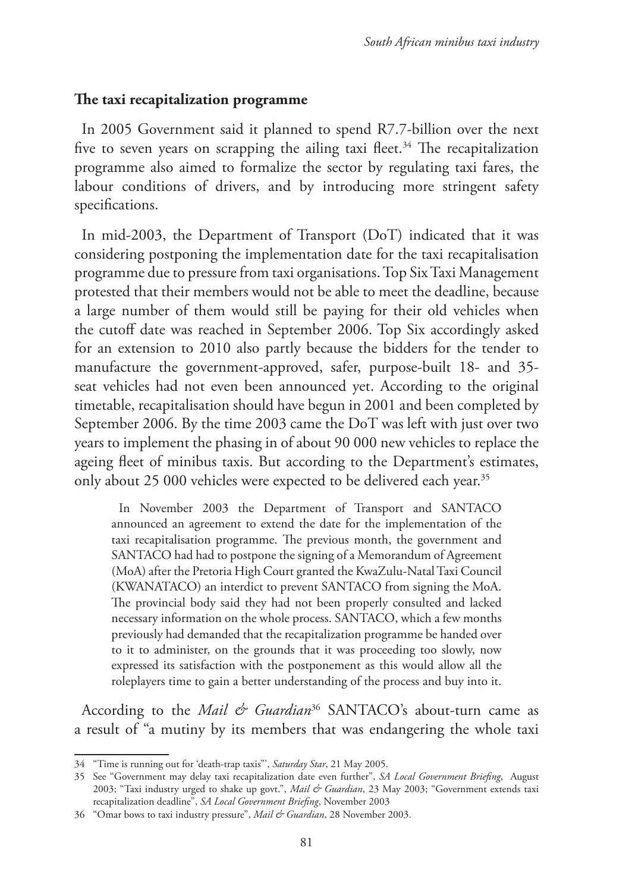### The taxi recapitalization programme

In 2005 Government said it planned to spend R7.7-billion over the next five to seven years on scrapping the ailing taxi fleet.[34] The recapitalization programme also aimed to formalize the sector by regulating taxi fares, the labour conditions of drivers, and by introducing more stringent safety specifications.

In mid-2003, the Department of Transport (DoT) indicated that it was considering postponing the implementation date for the taxi recapitalisation programme due to pressure from taxi organisations. Top Six Taxi Management protested that their members would not be able to meet the deadline, because a large number of them would still be paying for their old vehicles when the cutoff date was reached in September 2006. Top Six accordingly asked for an extension to 2010 also partly because the bidders for the tender to manufacture the government-approved, safer, purpose-built 18- and 35-seat vehicles had not even been announced yet. According to the original timetable, recapitalisation should have begun in 2001 and been completed by September 2006. By the time 2003 came the DoT was left with just over two years to implement the phasing in of about 90 000 new vehicles to replace the ageing fleet of minibus taxis. But according to the Department's estimates, only about 25 000 vehicles were expected to be delivered each year.[35]

> In November 2003 the Department of Transport and SANTACO announced an agreement to extend the date for the implementation of the taxi recapitalisation programme. The previous month, the government and SANTACO had had to postpone the signing of a Memorandum of Agreement (MoA) after the Pretoria High Court granted the KwaZulu-Natal Taxi Council (KWANATACO) an interdict to prevent SANTACO from signing the MoA. The provincial body said they had not been properly consulted and lacked necessary information on the whole process. SANTACO, which a few months previously had demanded that the recapitalization programme be handed over to it to administer, on the grounds that it was proceeding too slowly, now expressed its satisfaction with the postponement as this would allow all the roleplayers time to gain a better understanding of the process and buy into it.

According to the *Mail & Guardian*[36] SANTACO's about-turn came as a result of "a mutiny by its members that was endangering the whole taxi

---

34 "Time is running out for 'death-trap taxis'", *Saturday Star*, 21 May 2005.

35 See "Government may delay taxi recapitalization date even further", *SA Local Government Briefing*, August 2003; "Taxi industry urged to shake up govt.", *Mail & Guardian*, 23 May 2003; "Government extends taxi recapitalization deadline", *SA Local Government Briefing*, November 2003

36 "Omar bows to taxi industry pressure", *Mail & Guardian*, 28 November 2003.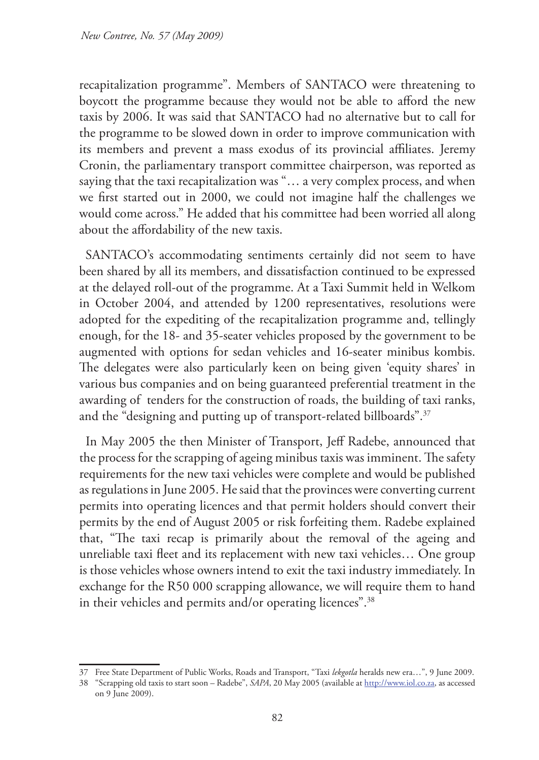recapitalization programme". Members of SANTACO were threatening to boycott the programme because they would not be able to afford the new taxis by 2006. It was said that SANTACO had no alternative but to call for the programme to be slowed down in order to improve communication with its members and prevent a mass exodus of its provincial affiliates. Jeremy Cronin, the parliamentary transport committee chairperson, was reported as saying that the taxi recapitalization was "… a very complex process, and when we first started out in 2000, we could not imagine half the challenges we would come across." He added that his committee had been worried all along about the affordability of the new taxis.

SANTACO's accommodating sentiments certainly did not seem to have been shared by all its members, and dissatisfaction continued to be expressed at the delayed roll-out of the programme. At a Taxi Summit held in Welkom in October 2004, and attended by 1200 representatives, resolutions were adopted for the expediting of the recapitalization programme and, tellingly enough, for the 18- and 35-seater vehicles proposed by the government to be augmented with options for sedan vehicles and 16-seater minibus kombis. The delegates were also particularly keen on being given 'equity shares' in various bus companies and on being guaranteed preferential treatment in the awarding of tenders for the construction of roads, the building of taxi ranks, and the "designing and putting up of transport-related billboards".[37]

In May 2005 the then Minister of Transport, Jeff Radebe, announced that the process for the scrapping of ageing minibus taxis was imminent. The safety requirements for the new taxi vehicles were complete and would be published as regulations in June 2005. He said that the provinces were converting current permits into operating licences and that permit holders should convert their permits by the end of August 2005 or risk forfeiting them. Radebe explained that, "The taxi recap is primarily about the removal of the ageing and unreliable taxi fleet and its replacement with new taxi vehicles… One group is those vehicles whose owners intend to exit the taxi industry immediately. In exchange for the R50 000 scrapping allowance, we will require them to hand in their vehicles and permits and/or operating licences".[38]

---

37 Free State Department of Public Works, Roads and Transport, "Taxi *lekgotla* heralds new era…", 9 June 2009.

38 "Scrapping old taxis to start soon – Radebe", *SAPA*, 20 May 2005 (available at http://www.iol.co.za, as accessed on 9 June 2009).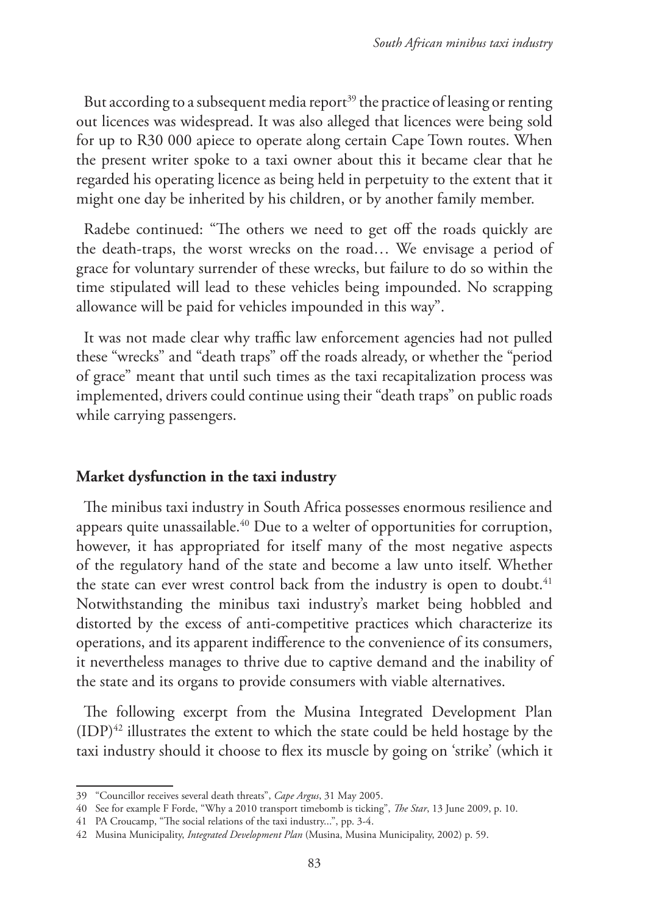But according to a subsequent media report[39] the practice of leasing or renting out licences was widespread. It was also alleged that licences were being sold for up to R30 000 apiece to operate along certain Cape Town routes. When the present writer spoke to a taxi owner about this it became clear that he regarded his operating licence as being held in perpetuity to the extent that it might one day be inherited by his children, or by another family member.

Radebe continued: "The others we need to get off the roads quickly are the death-traps, the worst wrecks on the road… We envisage a period of grace for voluntary surrender of these wrecks, but failure to do so within the time stipulated will lead to these vehicles being impounded. No scrapping allowance will be paid for vehicles impounded in this way".

It was not made clear why traffic law enforcement agencies had not pulled these "wrecks" and "death traps" off the roads already, or whether the "period of grace" meant that until such times as the taxi recapitalization process was implemented, drivers could continue using their "death traps" on public roads while carrying passengers.

## Market dysfunction in the taxi industry

The minibus taxi industry in South Africa possesses enormous resilience and appears quite unassailable.[40] Due to a welter of opportunities for corruption, however, it has appropriated for itself many of the most negative aspects of the regulatory hand of the state and become a law unto itself. Whether the state can ever wrest control back from the industry is open to doubt.[41] Notwithstanding the minibus taxi industry's market being hobbled and distorted by the excess of anti-competitive practices which characterize its operations, and its apparent indifference to the convenience of its consumers, it nevertheless manages to thrive due to captive demand and the inability of the state and its organs to provide consumers with viable alternatives.

The following excerpt from the Musina Integrated Development Plan (IDP)[42] illustrates the extent to which the state could be held hostage by the taxi industry should it choose to flex its muscle by going on 'strike' (which it

---

39 "Councillor receives several death threats", *Cape Argus*, 31 May 2005.

40 See for example F Forde, "Why a 2010 transport timebomb is ticking", *The Star*, 13 June 2009, p. 10.

41 PA Croucamp, "The social relations of the taxi industry...", pp. 3-4.

42 Musina Municipality, *Integrated Development Plan* (Musina, Musina Municipality, 2002) p. 59.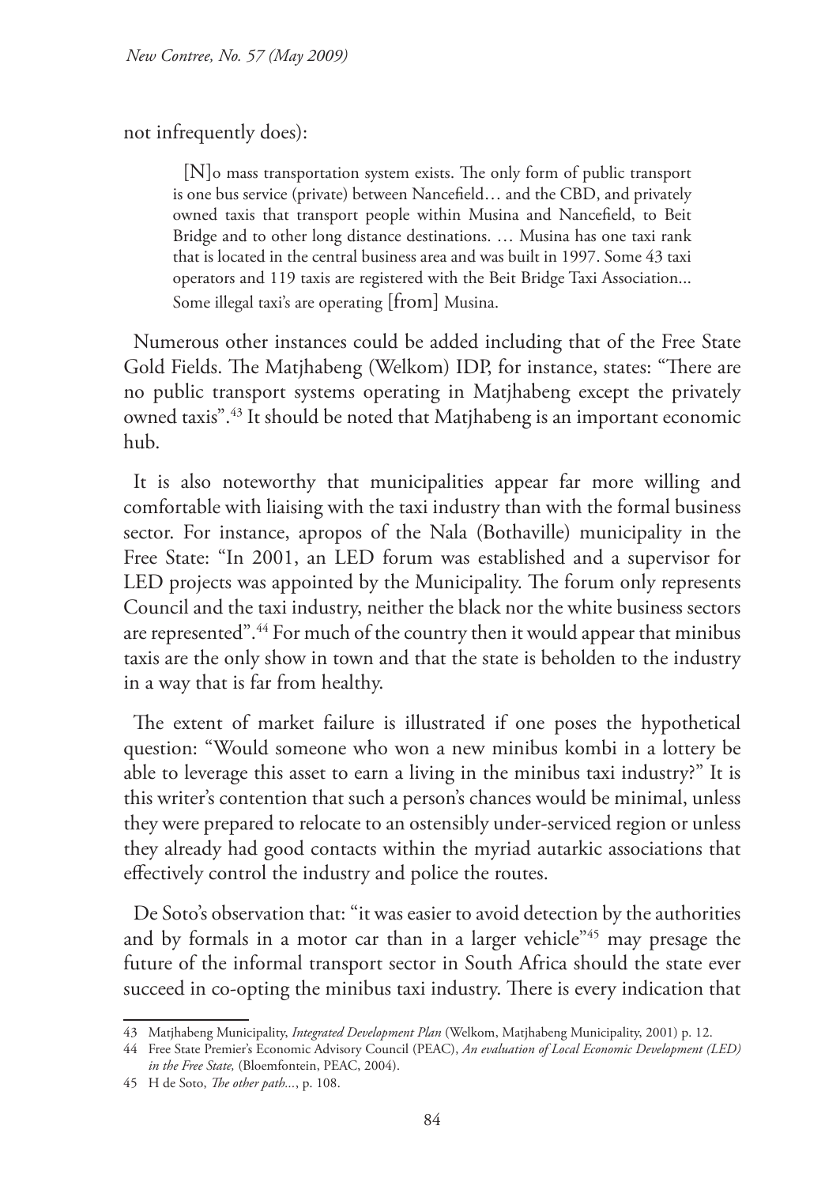not infrequently does):

> [N]o mass transportation system exists. The only form of public transport is one bus service (private) between Nancefield… and the CBD, and privately owned taxis that transport people within Musina and Nancefield, to Beit Bridge and to other long distance destinations. … Musina has one taxi rank that is located in the central business area and was built in 1997. Some 43 taxi operators and 119 taxis are registered with the Beit Bridge Taxi Association... Some illegal taxi's are operating [from] Musina.

Numerous other instances could be added including that of the Free State Gold Fields. The Matjhabeng (Welkom) IDP, for instance, states: "There are no public transport systems operating in Matjhabeng except the privately owned taxis".[43] It should be noted that Matjhabeng is an important economic hub.

It is also noteworthy that municipalities appear far more willing and comfortable with liaising with the taxi industry than with the formal business sector. For instance, apropos of the Nala (Bothaville) municipality in the Free State: "In 2001, an LED forum was established and a supervisor for LED projects was appointed by the Municipality. The forum only represents Council and the taxi industry, neither the black nor the white business sectors are represented".[44] For much of the country then it would appear that minibus taxis are the only show in town and that the state is beholden to the industry in a way that is far from healthy.

The extent of market failure is illustrated if one poses the hypothetical question: "Would someone who won a new minibus kombi in a lottery be able to leverage this asset to earn a living in the minibus taxi industry?" It is this writer's contention that such a person's chances would be minimal, unless they were prepared to relocate to an ostensibly under-serviced region or unless they already had good contacts within the myriad autarkic associations that effectively control the industry and police the routes.

De Soto's observation that: "it was easier to avoid detection by the authorities and by formals in a motor car than in a larger vehicle"[45] may presage the future of the informal transport sector in South Africa should the state ever succeed in co-opting the minibus taxi industry. There is every indication that

---

43 Matjhabeng Municipality, *Integrated Development Plan* (Welkom, Matjhabeng Municipality, 2001) p. 12.

44 Free State Premier's Economic Advisory Council (PEAC), *An evaluation of Local Economic Development (LED) in the Free State,* (Bloemfontein, PEAC, 2004).

45 H de Soto, *The other path...*, p. 108.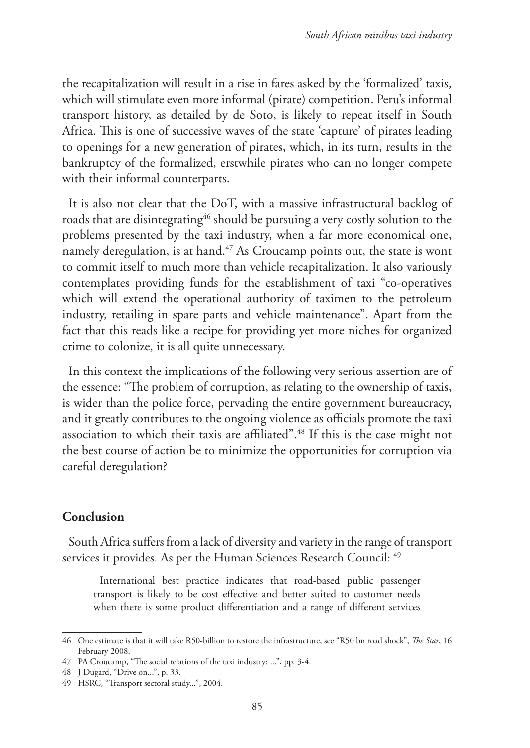the recapitalization will result in a rise in fares asked by the 'formalized' taxis, which will stimulate even more informal (pirate) competition. Peru's informal transport history, as detailed by de Soto, is likely to repeat itself in South Africa. This is one of successive waves of the state 'capture' of pirates leading to openings for a new generation of pirates, which, in its turn, results in the bankruptcy of the formalized, erstwhile pirates who can no longer compete with their informal counterparts.

It is also not clear that the DoT, with a massive infrastructural backlog of roads that are disintegrating[46] should be pursuing a very costly solution to the problems presented by the taxi industry, when a far more economical one, namely deregulation, is at hand.[47] As Croucamp points out, the state is wont to commit itself to much more than vehicle recapitalization. It also variously contemplates providing funds for the establishment of taxi "co-operatives which will extend the operational authority of taximen to the petroleum industry, retailing in spare parts and vehicle maintenance". Apart from the fact that this reads like a recipe for providing yet more niches for organized crime to colonize, it is all quite unnecessary.

In this context the implications of the following very serious assertion are of the essence: "The problem of corruption, as relating to the ownership of taxis, is wider than the police force, pervading the entire government bureaucracy, and it greatly contributes to the ongoing violence as officials promote the taxi association to which their taxis are affiliated".[48] If this is the case might not the best course of action be to minimize the opportunities for corruption via careful deregulation?

## Conclusion

South Africa suffers from a lack of diversity and variety in the range of transport services it provides. As per the Human Sciences Research Council: [49]

> International best practice indicates that road-based public passenger transport is likely to be cost effective and better suited to customer needs when there is some product differentiation and a range of different services

---

46 One estimate is that it will take R50-billion to restore the infrastructure, see "R50 bn road shock", *The Star*, 16 February 2008.

47 PA Croucamp, "The social relations of the taxi industry: ...", pp. 3-4.

48 J Dugard, "Drive on...", p. 33.

49 HSRC, "Transport sectoral study...", 2004.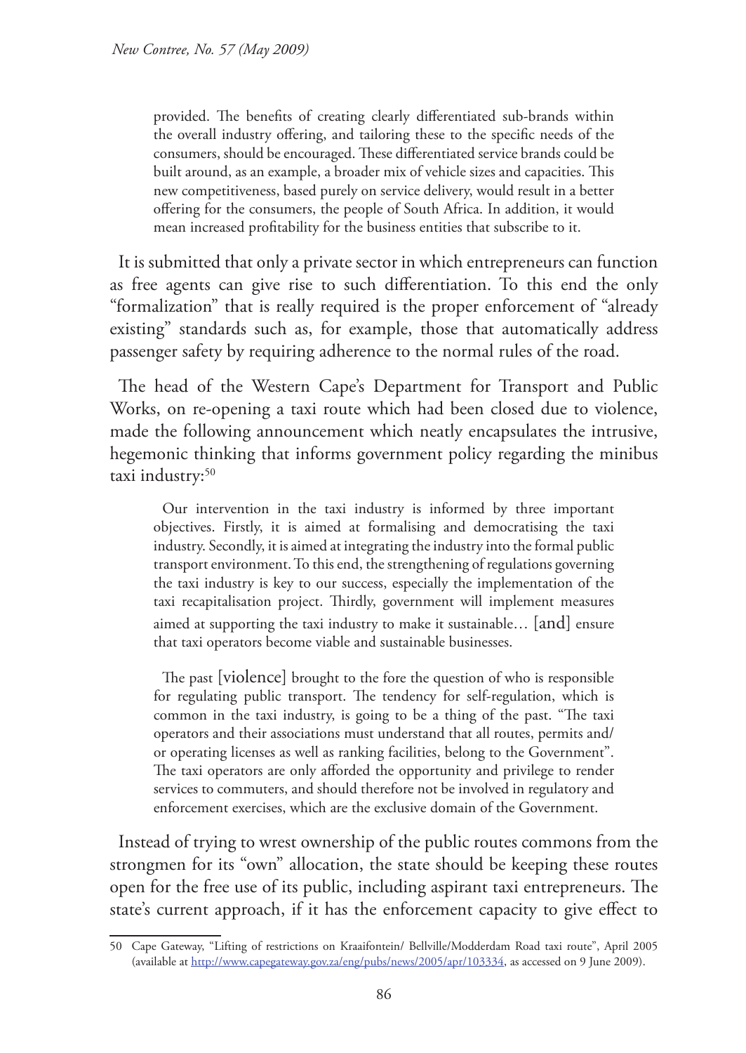> provided. The benefits of creating clearly differentiated sub-brands within the overall industry offering, and tailoring these to the specific needs of the consumers, should be encouraged. These differentiated service brands could be built around, as an example, a broader mix of vehicle sizes and capacities. This new competitiveness, based purely on service delivery, would result in a better offering for the consumers, the people of South Africa. In addition, it would mean increased profitability for the business entities that subscribe to it.

It is submitted that only a private sector in which entrepreneurs can function as free agents can give rise to such differentiation. To this end the only "formalization" that is really required is the proper enforcement of "already existing" standards such as, for example, those that automatically address passenger safety by requiring adherence to the normal rules of the road.

The head of the Western Cape's Department for Transport and Public Works, on re-opening a taxi route which had been closed due to violence, made the following announcement which neatly encapsulates the intrusive, hegemonic thinking that informs government policy regarding the minibus taxi industry:[50]

> Our intervention in the taxi industry is informed by three important objectives. Firstly, it is aimed at formalising and democratising the taxi industry. Secondly, it is aimed at integrating the industry into the formal public transport environment. To this end, the strengthening of regulations governing the taxi industry is key to our success, especially the implementation of the taxi recapitalisation project. Thirdly, government will implement measures aimed at supporting the taxi industry to make it sustainable… [and] ensure that taxi operators become viable and sustainable businesses.
>
> The past [violence] brought to the fore the question of who is responsible for regulating public transport. The tendency for self-regulation, which is common in the taxi industry, is going to be a thing of the past. "The taxi operators and their associations must understand that all routes, permits and/or operating licenses as well as ranking facilities, belong to the Government". The taxi operators are only afforded the opportunity and privilege to render services to commuters, and should therefore not be involved in regulatory and enforcement exercises, which are the exclusive domain of the Government.

Instead of trying to wrest ownership of the public routes commons from the strongmen for its "own" allocation, the state should be keeping these routes open for the free use of its public, including aspirant taxi entrepreneurs. The state's current approach, if it has the enforcement capacity to give effect to

---

50 Cape Gateway, "Lifting of restrictions on Kraaifontein/ Bellville/Modderdam Road taxi route", April 2005 (available at http://www.capegateway.gov.za/eng/pubs/news/2005/apr/103334, as accessed on 9 June 2009).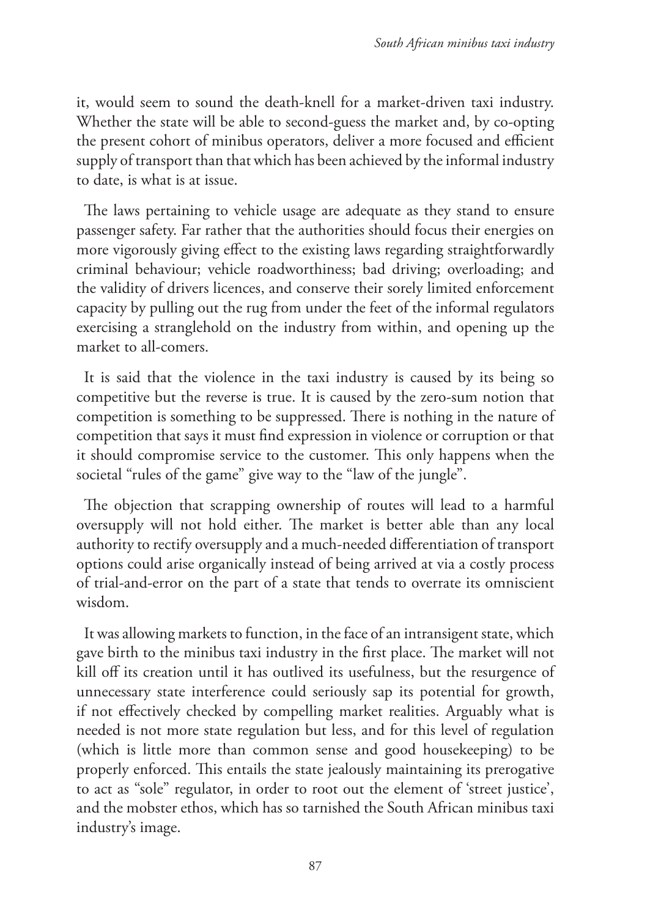it, would seem to sound the death-knell for a market-driven taxi industry. Whether the state will be able to second-guess the market and, by co-opting the present cohort of minibus operators, deliver a more focused and efficient supply of transport than that which has been achieved by the informal industry to date, is what is at issue.

The laws pertaining to vehicle usage are adequate as they stand to ensure passenger safety. Far rather that the authorities should focus their energies on more vigorously giving effect to the existing laws regarding straightforwardly criminal behaviour; vehicle roadworthiness; bad driving; overloading; and the validity of drivers licences, and conserve their sorely limited enforcement capacity by pulling out the rug from under the feet of the informal regulators exercising a stranglehold on the industry from within, and opening up the market to all-comers.

It is said that the violence in the taxi industry is caused by its being so competitive but the reverse is true. It is caused by the zero-sum notion that competition is something to be suppressed. There is nothing in the nature of competition that says it must find expression in violence or corruption or that it should compromise service to the customer. This only happens when the societal "rules of the game" give way to the "law of the jungle".

The objection that scrapping ownership of routes will lead to a harmful oversupply will not hold either. The market is better able than any local authority to rectify oversupply and a much-needed differentiation of transport options could arise organically instead of being arrived at via a costly process of trial-and-error on the part of a state that tends to overrate its omniscient wisdom.

It was allowing markets to function, in the face of an intransigent state, which gave birth to the minibus taxi industry in the first place. The market will not kill off its creation until it has outlived its usefulness, but the resurgence of unnecessary state interference could seriously sap its potential for growth, if not effectively checked by compelling market realities. Arguably what is needed is not more state regulation but less, and for this level of regulation (which is little more than common sense and good housekeeping) to be properly enforced. This entails the state jealously maintaining its prerogative to act as "sole" regulator, in order to root out the element of 'street justice', and the mobster ethos, which has so tarnished the South African minibus taxi industry's image.